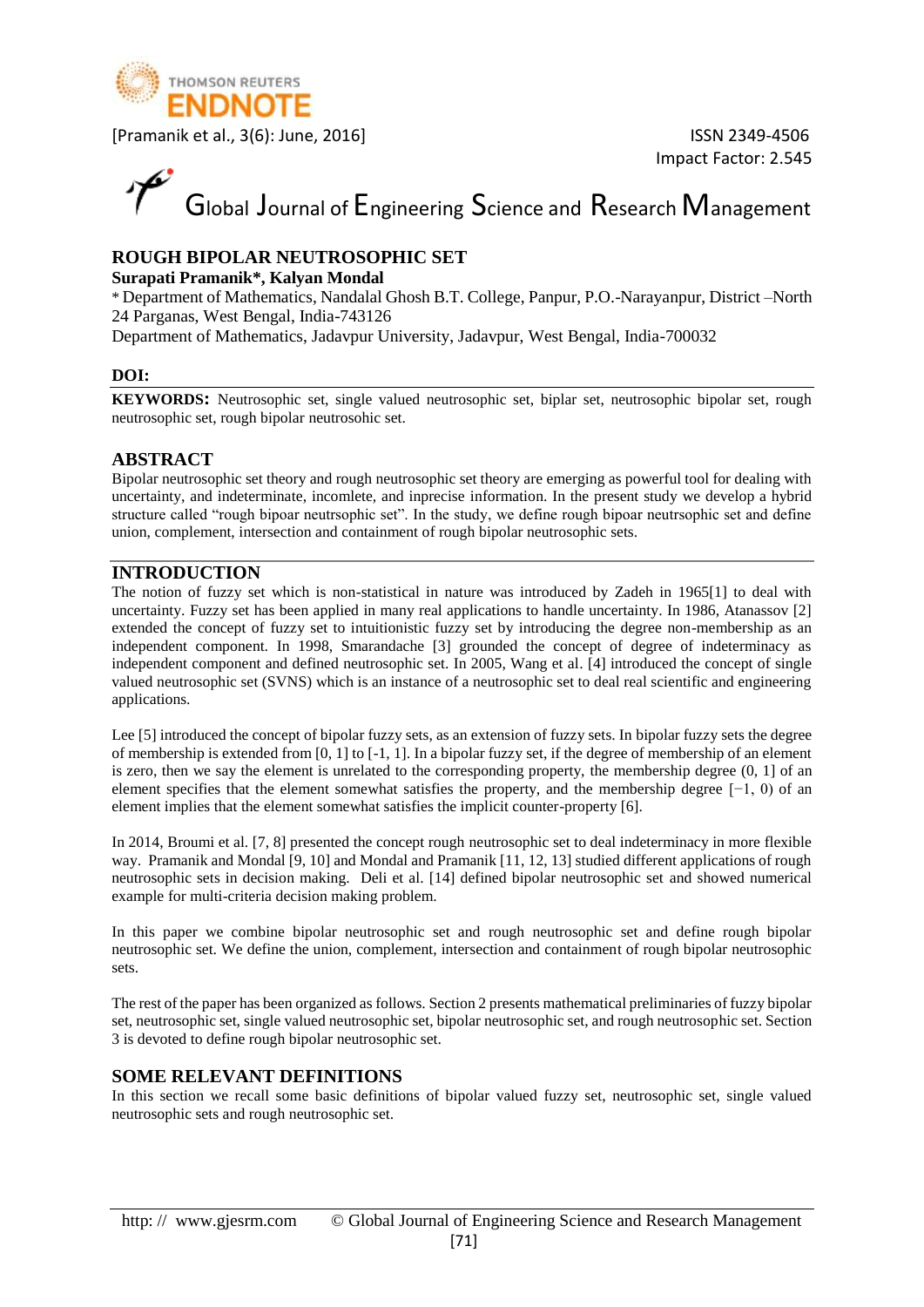# ROUGH BIPOLAR NEUTROSOPHIC SET

**Surapati Pramanik\*, Kalyan Mondal**

\* Department of Mathematics, Nandalal Ghosh B.T. College, Panpur, P.O.-Narayanpur, District –North 24 Parganas, West Bengal, India-743126

Department of Mathematics, Jadavpur University, Jadavpur, West Bengal, India-700032

**DOI:**

**KEYWORDS:** Neutrosophic set, single valued neutrosophic set, biplar set, neutrosophic bipolar set, rough neutrosophic set, rough bipolar neutrosohic set.

## ABSTRACT

Bipolar neutrosophic set theory and rough neutrosophic set theory are emerging as powerful tool for dealing with uncertainty, and indeterminate, incomlete, and inprecise information. In the present study we develop a hybrid structure called "rough bipoar neutrsophic set". In the study, we define rough bipoar neutrsophic set and define union, complement, intersection and containment of rough bipolar neutrosophic sets.

## INTRODUCTION

The notion of fuzzy set which is non-statistical in nature was introduced by Zadeh in 1965[1] to deal with uncertainty. Fuzzy set has been applied in many real applications to handle uncertainty. In 1986, Atanassov [2] extended the concept of fuzzy set to intuitionistic fuzzy set by introducing the degree non-membership as an independent component. In 1998, Smarandache [3] grounded the concept of degree of indeterminacy as independent component and defined neutrosophic set. In 2005, Wang et al. [4] introduced the concept of single valued neutrosophic set (SVNS) which is an instance of a neutrosophic set to deal real scientific and engineering applications.

Lee [5] introduced the concept of bipolar fuzzy sets, as an extension of fuzzy sets. In bipolar fuzzy sets the degree of membership is extended from [0, 1] to [-1, 1]. In a bipolar fuzzy set, if the degree of membership of an element is zero, then we say the element is unrelated to the corresponding property, the membership degree (0, 1] of an element specifies that the element somewhat satisfies the property, and the membership degree [−1, 0) of an element implies that the element somewhat satisfies the implicit counter-property [6].

In 2014, Broumi et al. [7, 8] presented the concept rough neutrosophic set to deal indeterminacy in more flexible way. Pramanik and Mondal [9, 10] and Mondal and Pramanik [11, 12, 13] studied different applications of rough neutrosophic sets in decision making. Deli et al. [14] defined bipolar neutrosophic set and showed numerical example for multi-criteria decision making problem.

In this paper we combine bipolar neutrosophic set and rough neutrosophic set and define rough bipolar neutrosophic set. We define the union, complement, intersection and containment of rough bipolar neutrosophic sets.

The rest of the paper has been organized as follows. Section 2 presents mathematical preliminaries of fuzzy bipolar set, neutrosophic set, single valued neutrosophic set, bipolar neutrosophic set, and rough neutrosophic set. Section 3 is devoted to define rough bipolar neutrosophic set.

## SOME RELEVANT DEFINITIONS

In this section we recall some basic definitions of bipolar valued fuzzy set, neutrosophic set, single valued neutrosophic sets and rough neutrosophic set.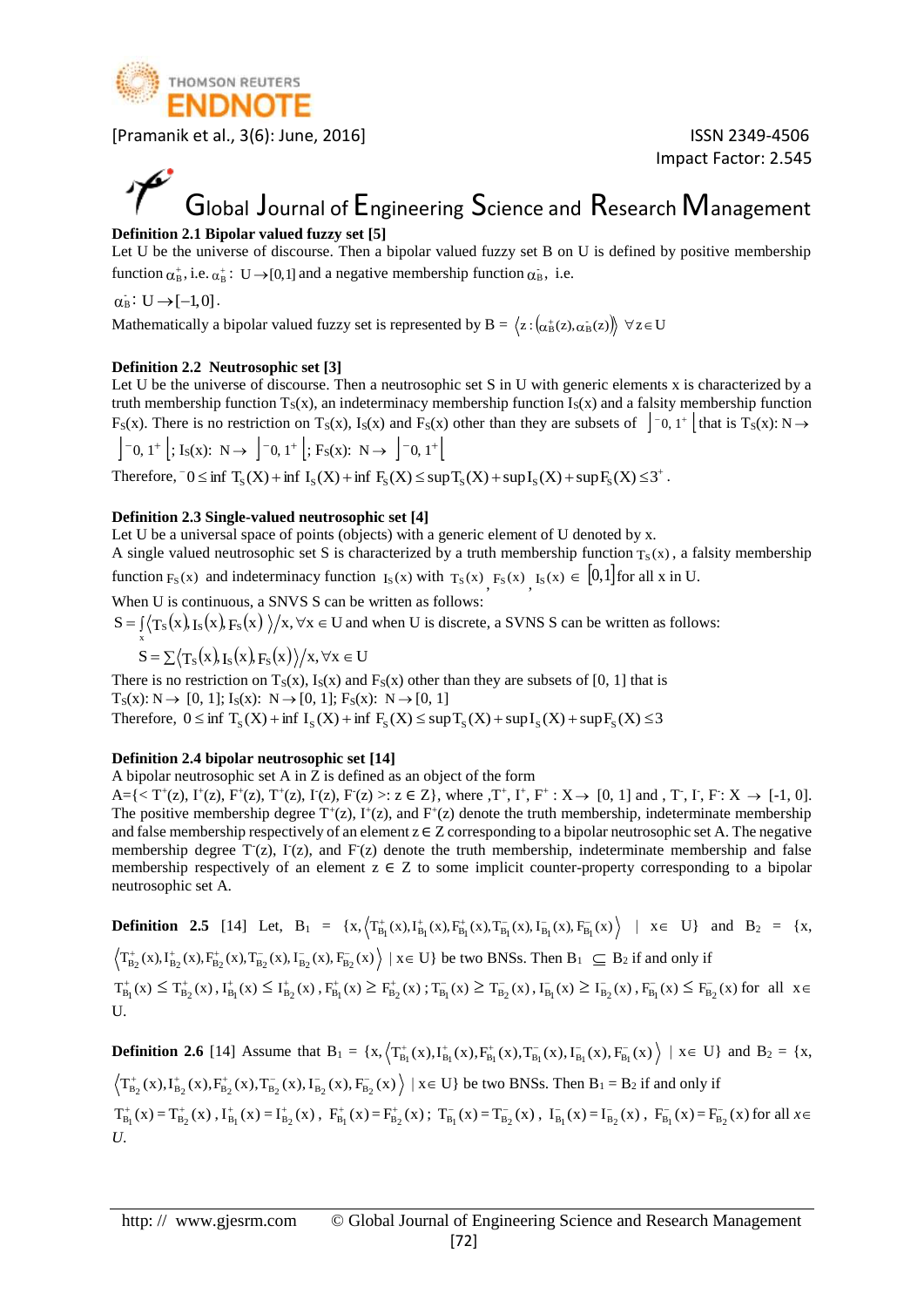**Definition 2.1 Bipolar valued fuzzy set [5]**

Let U be the universe of discourse. Then a bipolar valued fuzzy set B on U is defined by positive membership function $\alpha_B^+$, i.e. $\alpha_B^+$: $U \rightarrow [0,1]$ and a negative membership function $\alpha_B^-$, i.e.

$\alpha_B^-$: $U \rightarrow [-1, 0]$.

Mathematically a bipolar valued fuzzy set is represented by B = $\langle z : (\alpha_B^+(z), \alpha_B^-(z)) \rangle$ $\forall z \in U$

**Definition 2.2 Neutrosophic set [3]**

Let U be the universe of discourse. Then a neutrosophic set S in U with generic elements x is characterized by a truth membership function $T_S(x)$, an indeterminacy membership function $I_S(x)$ and a falsity membership function $F_S(x)$. There is no restriction on $T_S(x)$, $I_S(x)$ and $F_S(x)$ other than they are subsets of $]^-0, 1^+[$ that is $T_S(x)$: $N \rightarrow ]^-0, 1^+[$; $I_S(x)$: $N \rightarrow ]^-0, 1^+[$; $F_S(x)$: $N \rightarrow ]^-0, 1^+[$

Therefore, $^-0 \leq \inf T_S(X) + \inf I_S(X) + \inf F_S(X) \leq \sup T_S(X) + \sup I_S(X) + \sup F_S(X) \leq 3^+$.

**Definition 2.3 Single-valued neutrosophic set [4]**

Let U be a universal space of points (objects) with a generic element of U denoted by x.

A single valued neutrosophic set S is characterized by a truth membership function $T_S(x)$, a falsity membership function $F_S(x)$ and indeterminacy function $I_S(x)$ with $T_S(x)$, $F_S(x)$, $I_S(x) \in [0,1]$ for all x in U.

When U is continuous, a SNVS S can be written as follows:

$S = \int_x \langle T_S(x), I_S(x), F_S(x) \rangle / x, \forall x \in U$ and when U is discrete, a SVNS S can be written as follows:

$$S = \sum \langle T_S(x), I_S(x), F_S(x) \rangle / x, \forall x \in U$$

There is no restriction on $T_S(x)$, $I_S(x)$ and $F_S(x)$ other than they are subsets of [0, 1] that is

$T_S(x)$: $N \rightarrow [0, 1]$; $I_S(x)$: $N \rightarrow [0, 1]$; $F_S(x)$: $N \rightarrow [0, 1]$

Therefore, $0 \leq \inf T_S(X) + \inf I_S(X) + \inf F_S(X) \leq \sup T_S(X) + \sup I_S(X) + \sup F_S(X) \leq 3$

**Definition 2.4 bipolar neutrosophic set [14]**

A bipolar neutrosophic set A in Z is defined as an object of the form

A={< $T^+(z)$, $I^+(z)$, $F^+(z)$, $T^-(z)$, $I^-(z)$, $F^-(z)$ >: z ∈ Z}, where ,$T^+$, $I^+$, $F^+$ : X → [0, 1] and , $T^-$, $I^-$, $F^-$: X → [-1, 0]. The positive membership degree $T^+(z)$, $I^+(z)$, and $F^+(z)$ denote the truth membership, indeterminate membership and false membership respectively of an element z ∈ Z corresponding to a bipolar neutrosophic set A. The negative membership degree $T^-(z)$, $I^-(z)$, and $F^-(z)$ denote the truth membership, indeterminate membership and false membership respectively of an element z ∈ Z to some implicit counter-property corresponding to a bipolar neutrosophic set A.

**Definition 2.5** [14] Let, $B_1$ = {x, $\langle T_{B_1}^+(x), I_{B_1}^+(x), F_{B_1}^+(x), T_{B_1}^-(x), I_{B_1}^-(x), F_{B_1}^-(x) \rangle$ | x∈ U} and $B_2$ = {x, $\langle T_{B_2}^+(x), I_{B_2}^+(x), F_{B_2}^+(x), T_{B_2}^-(x), I_{B_2}^-(x), F_{B_2}^-(x) \rangle$ | x∈ U} be two BNSs. Then $B_1 \subseteq B_2$ if and only if

$T_{B_1}^+(x) \leq T_{B_2}^+(x)$, $I_{B_1}^+(x) \leq I_{B_2}^+(x)$, $F_{B_1}^+(x) \geq F_{B_2}^+(x)$ ; $T_{B_1}^-(x) \geq T_{B_2}^-(x)$, $I_{B_1}^-(x) \geq I_{B_2}^-(x)$, $F_{B_1}^-(x) \leq F_{B_2}^-(x)$ for all x∈ U.

**Definition 2.6** [14] Assume that $B_1$ = {x, $\langle T_{B_1}^+(x), I_{B_1}^+(x), F_{B_1}^+(x), T_{B_1}^-(x), I_{B_1}^-(x), F_{B_1}^-(x) \rangle$ | x∈ U} and $B_2$ = {x, $\langle T_{B_2}^+(x), I_{B_2}^+(x), F_{B_2}^+(x), T_{B_2}^-(x), I_{B_2}^-(x), F_{B_2}^-(x) \rangle$ | x∈ U} be two BNSs. Then $B_1 = B_2$ if and only if

$T_{B_1}^+(x) = T_{B_2}^+(x)$, $I_{B_1}^+(x) = I_{B_2}^+(x)$, $F_{B_1}^+(x) = F_{B_2}^+(x)$; $T_{B_1}^-(x) = T_{B_2}^-(x)$, $I_{B_1}^-(x) = I_{B_2}^-(x)$, $F_{B_1}^-(x) = F_{B_2}^-(x)$ for all *x*∈ *U.*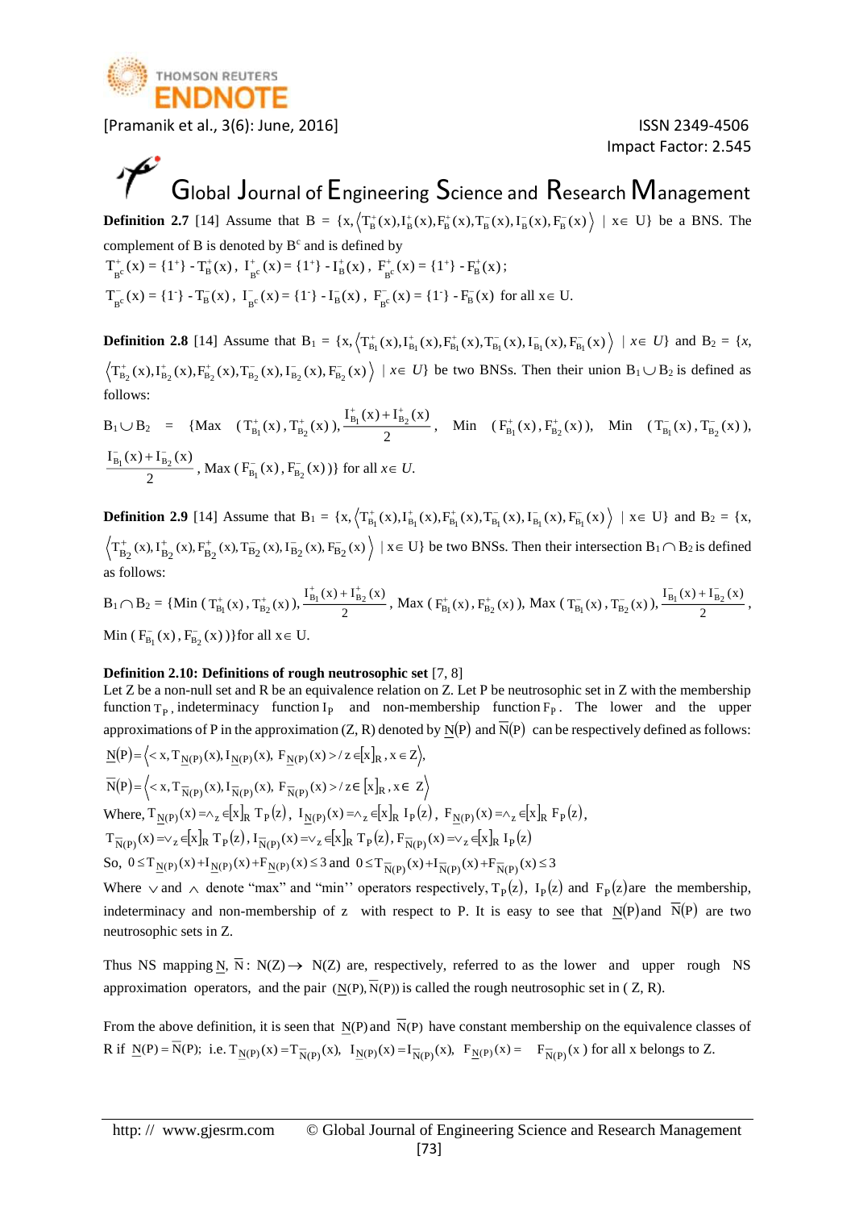**Definition 2.7** [14] Assume that B = $\{x, \langle T_B^+(x), I_B^+(x), F_B^+(x), T_B^-(x), I_B^-(x), F_B^-(x) \rangle \mid x \in U\}$ be a BNS. The complement of B is denoted by $B^c$ and is defined by

$T_{B^c}^+(x) = \{1^+\} - T_B^+(x)$, $I_{B^c}^+(x) = \{1^+\} - I_B^+(x)$, $F_{B^c}^+(x) = \{1^+\} - F_B^+(x)$;

$T_{B^c}^-(x) = \{1^-\} - T_B^-(x)$, $I_{B^c}^-(x) = \{1^-\} - I_B^-(x)$, $F_{B^c}^-(x) = \{1^-\} - F_B^-(x)$ for all $x \in U$.

**Definition 2.8** [14] Assume that $B_1$ = $\{x, \langle T_{B_1}^+(x), I_{B_1}^+(x), F_{B_1}^+(x), T_{B_1}^-(x), I_{B_1}^-(x), F_{B_1}^-(x) \rangle \mid x \in U\}$ and $B_2$ = $\{x, \langle T_{B_2}^+(x), I_{B_2}^+(x), F_{B_2}^+(x), T_{B_2}^-(x), I_{B_2}^-(x), F_{B_2}^-(x) \rangle \mid x \in U\}$ be two BNSs. Then their union $B_1 \cup B_2$ is defined as follows:

$$B_1 \cup B_2 = \{\text{Max}\ (T_{B_1}^+(x), T_{B_2}^+(x)), \frac{I_{B_1}^+(x) + I_{B_2}^+(x)}{2}, \text{Min}\ (F_{B_1}^+(x), F_{B_2}^+(x)), \text{Min}\ (T_{B_1}^-(x), T_{B_2}^-(x)), \frac{I_{B_1}^-(x) + I_{B_2}^-(x)}{2}, \text{Max}\ (F_{B_1}^-(x), F_{B_2}^-(x))\} \text{ for all } x \in U.$$

**Definition 2.9** [14] Assume that $B_1$ = $\{x, \langle T_{B_1}^+(x), I_{B_1}^+(x), F_{B_1}^+(x), T_{B_1}^-(x), I_{B_1}^-(x), F_{B_1}^-(x) \rangle \mid x \in U\}$ and $B_2$ = $\{x, \langle T_{B_2}^+(x), I_{B_2}^+(x), F_{B_2}^+(x), T_{B_2}^-(x), I_{B_2}^-(x), F_{B_2}^-(x) \rangle \mid x \in U\}$ be two BNSs. Then their intersection $B_1 \cap B_2$ is defined as follows:

$$B_1 \cap B_2 = \{\text{Min}\ (T_{B_1}^+(x), T_{B_2}^+(x)), \frac{I_{B_1}^+(x) + I_{B_2}^+(x)}{2}, \text{Max}\ (F_{B_1}^+(x), F_{B_2}^+(x)), \text{Max}\ (T_{B_1}^-(x), T_{B_2}^-(x)), \frac{I_{B_1}^-(x) + I_{B_2}^-(x)}{2}, \text{Min}\ (F_{B_1}^-(x), F_{B_2}^-(x))\} \text{ for all } x \in U.$$

**Definition 2.10: Definitions of rough neutrosophic set** [7, 8]

Let Z be a non-null set and R be an equivalence relation on Z. Let P be neutrosophic set in Z with the membership function $T_P$, indeterminacy function $I_P$ and non-membership function $F_P$. The lower and the upper approximations of P in the approximation (Z, R) denoted by $\underline{N}(P)$ and $\overline{N}(P)$ can be respectively defined as follows:

$$\underline{N}(P) = \langle < x, T_{\underline{N}(P)}(x), I_{\underline{N}(P)}(x), F_{\underline{N}(P)}(x) > / z \in [x]_R, x \in Z \rangle,$$

$$\overline{N}(P) = \langle < x, T_{\overline{N}(P)}(x), I_{\overline{N}(P)}(x), F_{\overline{N}(P)}(x) > / z \in [x]_R, x \in Z \rangle$$

Where, $T_{\underline{N}(P)}(x) = \wedge_z \in [x]_R\ T_P(z)$, $I_{\underline{N}(P)}(x) = \wedge_z \in [x]_R\ I_P(z)$, $F_{\underline{N}(P)}(x) = \wedge_z \in [x]_R\ F_P(z)$,

$T_{\overline{N}(P)}(x) = \vee_z \in [x]_R\ T_P(z)$, $I_{\overline{N}(P)}(x) = \vee_z \in [x]_R\ T_P(z)$, $F_{\overline{N}(P)}(x) = \vee_z \in [x]_R\ I_P(z)$

So, $0 \le T_{\underline{N}(P)}(x) + I_{\underline{N}(P)}(x) + F_{\underline{N}(P)}(x) \le 3$ and $0 \le T_{\overline{N}(P)}(x) + I_{\overline{N}(P)}(x) + F_{\overline{N}(P)}(x) \le 3$

Where $\vee$ and $\wedge$ denote "max" and "min'' operators respectively, $T_P(z)$, $I_P(z)$ and $F_P(z)$ are the membership, indeterminacy and non-membership of z with respect to P. It is easy to see that $\underline{N}(P)$ and $\overline{N}(P)$ are two neutrosophic sets in Z.

Thus NS mapping $\underline{N}$, $\overline{N}$: N(Z) $\rightarrow$ N(Z) are, respectively, referred to as the lower and upper rough NS approximation operators, and the pair $(\underline{N}(P), \overline{N}(P))$ is called the rough neutrosophic set in ( Z, R).

From the above definition, it is seen that $\underline{N}(P)$ and $\overline{N}(P)$ have constant membership on the equivalence classes of R if $\underline{N}(P) = \overline{N}(P)$; i.e. $T_{\underline{N}(P)}(x) = T_{\overline{N}(P)}(x)$, $I_{\underline{N}(P)}(x) = I_{\overline{N}(P)}(x)$, $F_{\underline{N}(P)}(x) = F_{\overline{N}(P)}(x)$ for all x belongs to Z.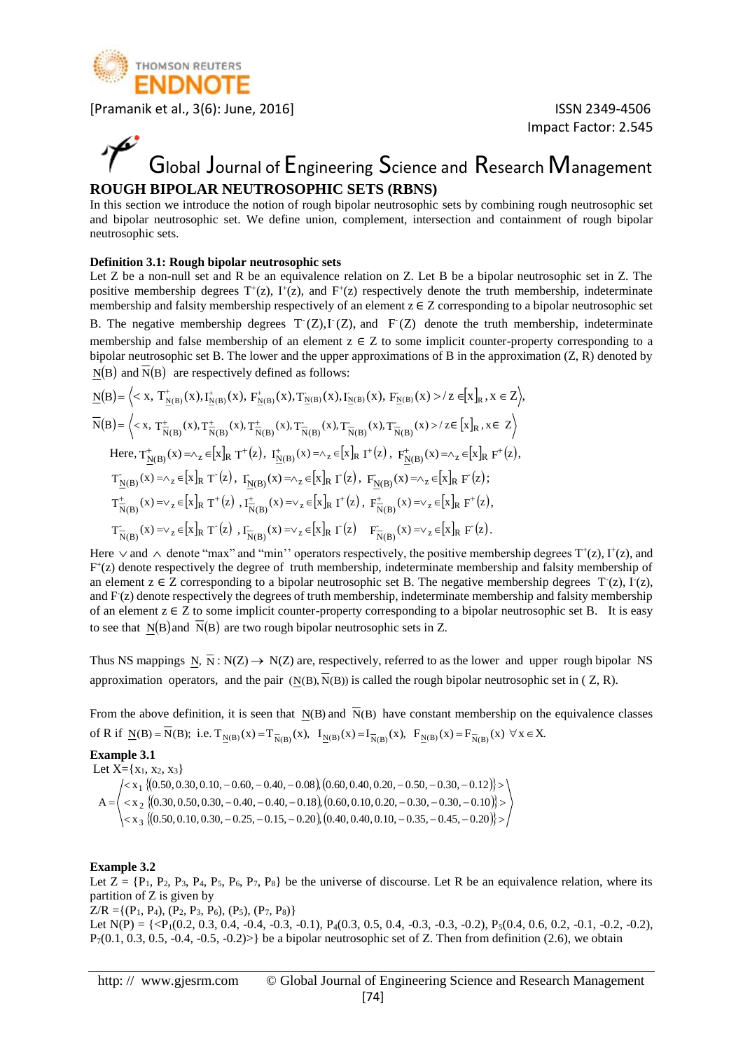## ROUGH BIPOLAR NEUTROSOPHIC SETS (RBNS)

In this section we introduce the notion of rough bipolar neutrosophic sets by combining rough neutrosophic set and bipolar neutrosophic set. We define union, complement, intersection and containment of rough bipolar neutrosophic sets.

**Definition 3.1: Rough bipolar neutrosophic sets**

Let Z be a non-null set and R be an equivalence relation on Z. Let B be a bipolar neutrosophic set in Z. The positive membership degrees $T^{+}(z)$, $I^{+}(z)$, and $F^{+}(z)$ respectively denote the truth membership, indeterminate membership and falsity membership respectively of an element $z \in Z$ corresponding to a bipolar neutrosophic set B. The negative membership degrees $T^{-}(Z), I^{-}(Z)$, and $F^{-}(Z)$ denote the truth membership, indeterminate membership and false membership of an element $z \in Z$ to some implicit counter-property corresponding to a bipolar neutrosophic set B. The lower and the upper approximations of B in the approximation (Z, R) denoted by $\underline{N}(B)$ and $\overline{N}(B)$ are respectively defined as follows:

$$\underline{N}(B) = \left\langle < x,\ T^{+}_{\underline{N}(B)}(x), I^{+}_{\underline{N}(B)}(x),\ F^{+}_{\underline{N}(B)}(x), T^{-}_{\underline{N}(B)}(x), I^{-}_{\underline{N}(B)}(x),\ F^{-}_{\underline{N}(B)}(x) > / z \in [x]_R, x \in Z \right\rangle,$$

$$\overline{N}(B) = \left\langle < x,\ T^{+}_{\overline{N}(B)}(x), T^{+}_{\overline{N}(B)}(x), T^{+}_{\overline{N}(B)}(x), T^{-}_{\overline{N}(B)}(x), T^{-}_{\overline{N}(B)}(x), T^{-}_{\overline{N}(B)}(x) > / z \in [x]_R, x \in Z \right\rangle$$

Here, $T^{+}_{\underline{N}(B)}(x) = \wedge_{z} \in [x]_R\ T^{+}(z)$, $I^{+}_{\underline{N}(B)}(x) = \wedge_{z} \in [x]_R\ I^{+}(z)$, $F^{+}_{\underline{N}(B)}(x) = \wedge_{z} \in [x]_R\ F^{+}(z)$,

$T^{-}_{\underline{N}(B)}(x) = \wedge_{z} \in [x]_R\ T^{-}(z)$, $I^{-}_{\underline{N}(B)}(x) = \wedge_{z} \in [x]_R\ I^{-}(z)$, $F^{-}_{\underline{N}(B)}(x) = \wedge_{z} \in [x]_R\ F^{-}(z)$;

$T^{+}_{\overline{N}(B)}(x) = \vee_{z} \in [x]_R\ T^{+}(z)$, $I^{+}_{\overline{N}(B)}(x) = \vee_{z} \in [x]_R\ I^{+}(z)$, $F^{+}_{\overline{N}(B)}(x) = \vee_{z} \in [x]_R\ F^{+}(z)$,

$T^{-}_{\overline{N}(B)}(x) = \vee_{z} \in [x]_R\ T^{-}(z)$, $I^{-}_{\overline{N}(B)}(x) = \vee_{z} \in [x]_R\ I^{-}(z)$ $F^{-}_{\overline{N}(B)}(x) = \vee_{z} \in [x]_R\ F^{-}(z)$.

Here $\vee$ and $\wedge$ denote "max" and "min'' operators respectively, the positive membership degrees $T^{+}(z)$, $I^{+}(z)$, and $F^{+}(z)$ denote respectively the degree of truth membership, indeterminate membership and falsity membership of an element $z \in Z$ corresponding to a bipolar neutrosophic set B. The negative membership degrees $T^{-}(z)$, $I^{-}(z)$, and $F^{-}(z)$ denote respectively the degrees of truth membership, indeterminate membership and falsity membership of an element $z \in Z$ to some implicit counter-property corresponding to a bipolar neutrosophic set B. It is easy to see that $\underline{N}(B)$ and $\overline{N}(B)$ are two rough bipolar neutrosophic sets in Z.

Thus NS mappings $\underline{N}, \overline{N} : N(Z) \rightarrow N(Z)$ are, respectively, referred to as the lower and upper rough bipolar NS approximation operators, and the pair $(\underline{N}(B), \overline{N}(B))$ is called the rough bipolar neutrosophic set in ( Z, R).

From the above definition, it is seen that $\underline{N}(B)$ and $\overline{N}(B)$ have constant membership on the equivalence classes of R if $\underline{N}(B) = \overline{N}(B)$; i.e. $T_{\underline{N}(B)}(x) = T_{\overline{N}(B)}(x)$, $I_{\underline{N}(B)}(x) = I_{\overline{N}(B)}(x)$, $F_{\underline{N}(B)}(x) = F_{\overline{N}(B)}(x)\ \forall x \in X.$

**Example 3.1**

Let X={$x_1$, $x_2$, $x_3$}

$$A = \left\langle \begin{matrix} < x_1 \{(0.50, 0.30, 0.10, -0.60, -0.40, -0.08), (0.60, 0.40, 0.20, -0.50, -0.30, -0.12)\} > \\ < x_2 \{(0.30, 0.50, 0.30, -0.40, -0.40, -0.18), (0.60, 0.10, 0.20, -0.30, -0.30, -0.10)\} > \\ < x_3 \{(0.50, 0.10, 0.30, -0.25, -0.15, -0.20), (0.40, 0.40, 0.10, -0.35, -0.45, -0.20)\} > \end{matrix} \right\rangle$$

**Example 3.2**

Let Z = {$P_1$, $P_2$, $P_3$, $P_4$, $P_5$, $P_6$, $P_7$, $P_8$} be the universe of discourse. Let R be an equivalence relation, where its partition of Z is given by

Z/R ={($P_1$, $P_4$), ($P_2$, $P_3$, $P_6$), ($P_5$), ($P_7$, $P_8$)}

Let N(P) = {<$P_1$(0.2, 0.3, 0.4, -0.4, -0.3, -0.1), $P_4$(0.3, 0.5, 0.4, -0.3, -0.3, -0.2), $P_5$(0.4, 0.6, 0.2, -0.1, -0.2, -0.2), $P_7$(0.1, 0.3, 0.5, -0.4, -0.5, -0.2)>} be a bipolar neutrosophic set of Z. Then from definition (2.6), we obtain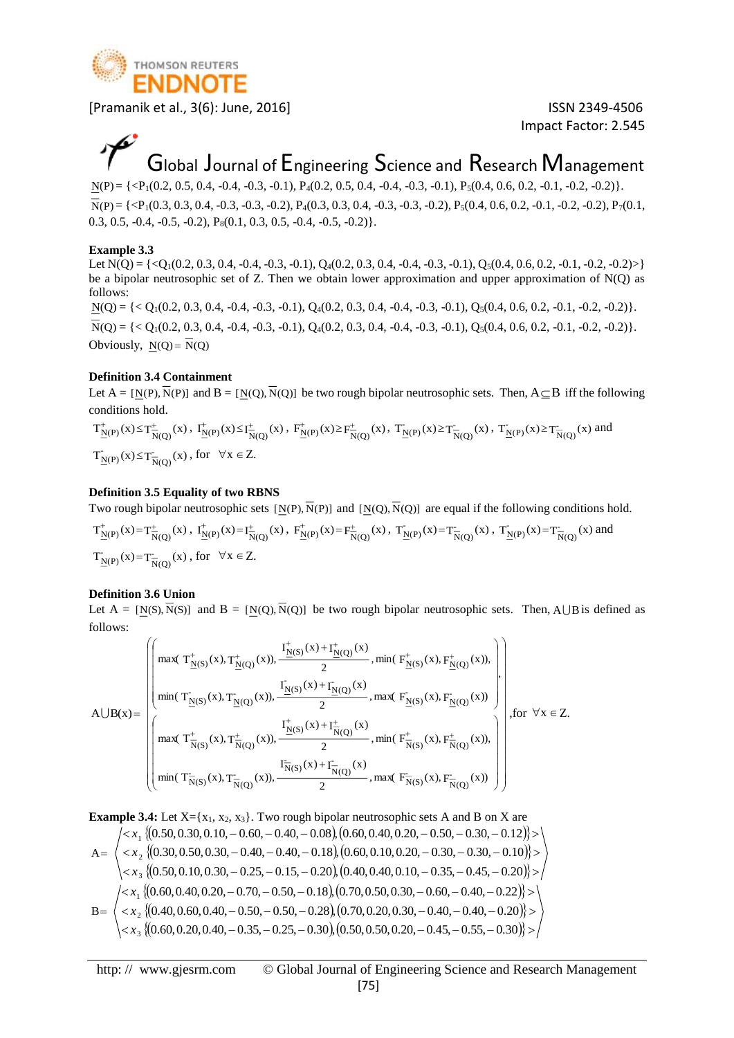$\underline{N}(P) = \{<P_1(0.2, 0.5, 0.4, -0.4, -0.3, -0.1), P_4(0.2, 0.5, 0.4, -0.4, -0.3, -0.1), P_5(0.4, 0.6, 0.2, -0.1, -0.2, -0.2)\}$.

$\overline{N}(P) = \{<P_1(0.3, 0.3, 0.4, -0.3, -0.3, -0.2), P_4(0.3, 0.3, 0.4, -0.3, -0.3, -0.2), P_5(0.4, 0.6, 0.2, -0.1, -0.2, -0.2), P_7(0.1, 0.3, 0.5, -0.4, -0.5, -0.2), P_8(0.1, 0.3, 0.5, -0.4, -0.5, -0.2)\}$.

**Example 3.3**

Let $N(Q) = \{<Q_1(0.2, 0.3, 0.4, -0.4, -0.3, -0.1), Q_4(0.2, 0.3, 0.4, -0.4, -0.3, -0.1), Q_5(0.4, 0.6, 0.2, -0.1, -0.2, -0.2)>\}$ be a bipolar neutrosophic set of Z. Then we obtain lower approximation and upper approximation of N(Q) as follows:

$\underline{N}(Q) = \{< Q_1(0.2, 0.3, 0.4, -0.4, -0.3, -0.1), Q_4(0.2, 0.3, 0.4, -0.4, -0.3, -0.1), Q_5(0.4, 0.6, 0.2, -0.1, -0.2, -0.2)\}$.

$\overline{N}(Q) = \{< Q_1(0.2, 0.3, 0.4, -0.4, -0.3, -0.1), Q_4(0.2, 0.3, 0.4, -0.4, -0.3, -0.1), Q_5(0.4, 0.6, 0.2, -0.1, -0.2, -0.2)\}$.

Obviously, $\underline{N}(Q) = \overline{N}(Q)$

**Definition 3.4 Containment**

Let $A = [\underline{N}(P), \overline{N}(P)]$ and $B = [\underline{N}(Q), \overline{N}(Q)]$ be two rough bipolar neutrosophic sets. Then, $A \subseteq B$ iff the following conditions hold.

$T^{+}_{\underline{N}(P)}(x) \le T^{+}_{\overline{N}(Q)}(x)$, $I^{+}_{\underline{N}(P)}(x) \le I^{+}_{\overline{N}(Q)}(x)$, $F^{+}_{\underline{N}(P)}(x) \ge F^{+}_{\overline{N}(Q)}(x)$, $T^{-}_{\underline{N}(P)}(x) \ge T^{-}_{\overline{N}(Q)}(x)$, $T^{-}_{\underline{N}(P)}(x) \ge T^{-}_{\overline{N}(Q)}(x)$ and $T^{-}_{\underline{N}(P)}(x) \le T^{-}_{\overline{N}(Q)}(x)$, for $\forall x \in Z$.

**Definition 3.5 Equality of two RBNS**

Two rough bipolar neutrosophic sets $[\underline{N}(P), \overline{N}(P)]$ and $[\underline{N}(Q), \overline{N}(Q)]$ are equal if the following conditions hold.

$T^{+}_{\underline{N}(P)}(x) = T^{+}_{\overline{N}(Q)}(x)$, $I^{+}_{\underline{N}(P)}(x) = I^{+}_{\overline{N}(Q)}(x)$, $F^{+}_{\underline{N}(P)}(x) = F^{+}_{\overline{N}(Q)}(x)$, $T^{-}_{\underline{N}(P)}(x) = T^{-}_{\overline{N}(Q)}(x)$, $T^{-}_{\underline{N}(P)}(x) = T^{-}_{\overline{N}(Q)}(x)$ and $T^{-}_{\underline{N}(P)}(x) = T^{-}_{\overline{N}(Q)}(x)$, for $\forall x \in Z$.

**Definition 3.6 Union**

Let $A = [\underline{N}(S), \overline{N}(S)]$ and $B = [\underline{N}(Q), \overline{N}(Q)]$ be two rough bipolar neutrosophic sets. Then, $A \cup B$ is defined as follows:

$$A \cup B(x) = \left( \begin{array}{c} \left( \begin{array}{l} \max( T^{+}_{\underline{N}(S)}(x), T^{+}_{\underline{N}(Q)}(x)), \dfrac{I^{+}_{\underline{N}(S)}(x) + I^{+}_{\underline{N}(Q)}(x)}{2}, \min( F^{+}_{\underline{N}(S)}(x), F^{+}_{\underline{N}(Q)}(x)), \\ \min( T^{-}_{\underline{N}(S)}(x), T^{-}_{\underline{N}(Q)}(x)), \dfrac{I^{-}_{\underline{N}(S)}(x) + I^{-}_{\underline{N}(Q)}(x)}{2}, \max( F^{-}_{\underline{N}(S)}(x), F^{-}_{\underline{N}(Q)}(x)) \end{array} \right), \\ \left( \begin{array}{l} \max( T^{+}_{\overline{N}(S)}(x), T^{+}_{\overline{N}(Q)}(x)), \dfrac{I^{+}_{\overline{N}(S)}(x) + I^{+}_{\overline{N}(Q)}(x)}{2}, \min( F^{+}_{\overline{N}(S)}(x), F^{+}_{\overline{N}(Q)}(x)), \\ \min( T^{-}_{\overline{N}(S)}(x), T^{-}_{\overline{N}(Q)}(x)), \dfrac{I^{-}_{\overline{N}(S)}(x) + I^{-}_{\overline{N}(Q)}(x)}{2}, \max( F^{-}_{\overline{N}(S)}(x), F^{-}_{\overline{N}(Q)}(x)) \end{array} \right) \end{array} \right), \text{for } \forall x \in Z.$$

**Example 3.4:** Let $X=\{x_1, x_2, x_3\}$. Two rough bipolar neutrosophic sets A and B on X are

$$A = \left\langle \begin{array}{l} < x_1 \{(0.50, 0.30, 0.10, -0.60, -0.40, -0.08), (0.60, 0.40, 0.20, -0.50, -0.30, -0.12)\} > \\ < x_2 \{(0.30, 0.50, 0.30, -0.40, -0.40, -0.18), (0.60, 0.10, 0.20, -0.30, -0.30, -0.10)\} > \\ < x_3 \{(0.50, 0.10, 0.30, -0.25, -0.15, -0.20), (0.40, 0.40, 0.10, -0.35, -0.45, -0.20)\} > \end{array} \right\rangle$$

$$B = \left\langle \begin{array}{l} < x_1 \{(0.60, 0.40, 0.20, -0.70, -0.50, -0.18), (0.70, 0.50, 0.30, -0.60, -0.40, -0.22)\} > \\ < x_2 \{(0.40, 0.60, 0.40, -0.50, -0.50, -0.28), (0.70, 0.20, 0.30, -0.40, -0.40, -0.20)\} > \\ < x_3 \{(0.60, 0.20, 0.40, -0.35, -0.25, -0.30), (0.50, 0.50, 0.20, -0.45, -0.55, -0.30)\} > \end{array} \right\rangle$$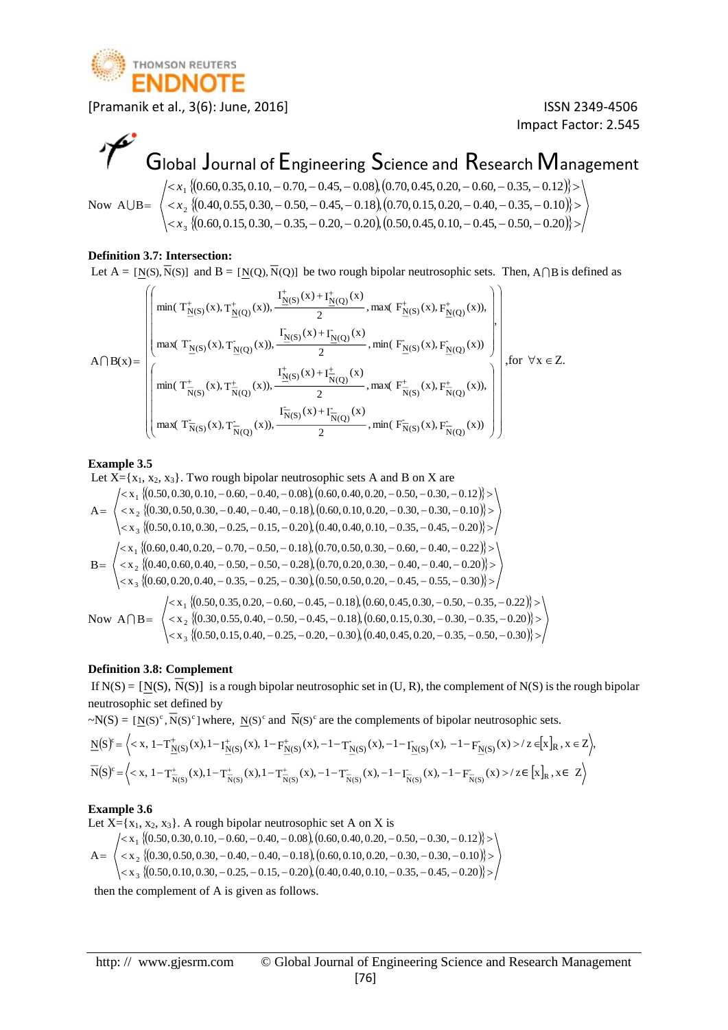$$\text{Now } A\cup B=\left\langle \begin{array}{l} <x_1\ \{(0.60, 0.35, 0.10, -0.70, -0.45, -0.08), (0.70, 0.45, 0.20, -0.60, -0.35, -0.12)\}> \\ <x_2\ \{(0.40, 0.55, 0.30, -0.50, -0.45, -0.18), (0.70, 0.15, 0.20, -0.40, -0.35, -0.10)\}> \\ <x_3\ \{(0.60, 0.15, 0.30, -0.35, -0.20, -0.20), (0.50, 0.45, 0.10, -0.45, -0.50, -0.20)\}> \end{array} \right\rangle$$

**Definition 3.7: Intersection:**

Let $A = [\underline{N}(S), \overline{N}(S)]$ and $B = [\underline{N}(Q), \overline{N}(Q)]$ be two rough bipolar neutrosophic sets. Then, $A \cap B$ is defined as

$$A\cap B(x)=\left( \begin{array}{l} \left( \begin{array}{l} \min( T^{+}_{\underline{N}(S)}(x), T^{+}_{\underline{N}(Q)}(x)), \dfrac{I^{+}_{\underline{N}(S)}(x)+I^{+}_{\underline{N}(Q)}(x)}{2}, \max( F^{+}_{\underline{N}(S)}(x), F^{+}_{\underline{N}(Q)}(x)), \\ \max( T^{-}_{\underline{N}(S)}(x), T^{-}_{\underline{N}(Q)}(x)), \dfrac{I^{-}_{\underline{N}(S)}(x)+I^{-}_{\underline{N}(Q)}(x)}{2}, \min( F^{-}_{\underline{N}(S)}(x), F^{-}_{\underline{N}(Q)}(x)) \end{array} \right), \\ \left( \begin{array}{l} \min( T^{+}_{\overline{N}(S)}(x), T^{+}_{\overline{N}(Q)}(x)), \dfrac{I^{+}_{\overline{N}(S)}(x)+I^{+}_{\overline{N}(Q)}(x)}{2}, \max( F^{+}_{\overline{N}(S)}(x), F^{+}_{\overline{N}(Q)}(x)), \\ \max( T^{-}_{\overline{N}(S)}(x), T^{-}_{\overline{N}(Q)}(x)), \dfrac{I^{-}_{\overline{N}(S)}(x)+I^{-}_{\overline{N}(Q)}(x)}{2}, \min( F^{-}_{\overline{N}(S)}(x), F^{-}_{\overline{N}(Q)}(x)) \end{array} \right) \end{array} \right), \text{for } \forall x \in Z.$$

**Example 3.5**

Let $X=\{x_1, x_2, x_3\}$. Two rough bipolar neutrosophic sets A and B on X are

$$A=\left\langle \begin{array}{l} <x_1\ \{(0.50, 0.30, 0.10, -0.60, -0.40, -0.08), (0.60, 0.40, 0.20, -0.50, -0.30, -0.12)\}> \\ <x_2\ \{(0.30, 0.50, 0.30, -0.40, -0.40, -0.18), (0.60, 0.10, 0.20, -0.30, -0.30, -0.10)\}> \\ <x_3\ \{(0.50, 0.10, 0.30, -0.25, -0.15, -0.20), (0.40, 0.40, 0.10, -0.35, -0.45, -0.20)\}> \end{array} \right\rangle$$

$$B=\left\langle \begin{array}{l} <x_1\ \{(0.60, 0.40, 0.20, -0.70, -0.50, -0.18), (0.70, 0.50, 0.30, -0.60, -0.40, -0.22)\}> \\ <x_2\ \{(0.40, 0.60, 0.40, -0.50, -0.50, -0.28), (0.70, 0.20, 0.30, -0.40, -0.40, -0.20)\}> \\ <x_3\ \{(0.60, 0.20, 0.40, -0.35, -0.25, -0.30), (0.50, 0.50, 0.20, -0.45, -0.55, -0.30)\}> \end{array} \right\rangle$$

$$\text{Now } A\cap B=\left\langle \begin{array}{l} <x_1\ \{(0.50, 0.35, 0.20, -0.60, -0.45, -0.18), (0.60, 0.45, 0.30, -0.50, -0.35, -0.22)\}> \\ <x_2\ \{(0.30, 0.55, 0.40, -0.50, -0.45, -0.18), (0.60, 0.15, 0.30, -0.30, -0.35, -0.20)\}> \\ <x_3\ \{(0.50, 0.15, 0.40, -0.25, -0.20, -0.30), (0.40, 0.45, 0.20, -0.35, -0.50, -0.30)\}> \end{array} \right\rangle$$

**Definition 3.8: Complement**

If $N(S) = [\underline{N}(S), \overline{N}(S)]$ is a rough bipolar neutrosophic set in (U, R), the complement of N(S) is the rough bipolar neutrosophic set defined by

$\sim N(S) = [\underline{N}(S)^c, \overline{N}(S)^c]$ where, $\underline{N}(S)^c$ and $\overline{N}(S)^c$ are the complements of bipolar neutrosophic sets.

$$\underline{N}(S)^c=\left\langle <x, 1-T^{+}_{\underline{N}(S)}(x), 1-I^{+}_{\underline{N}(S)}(x), 1-F^{+}_{\underline{N}(S)}(x), -1-T^{-}_{\underline{N}(S)}(x), -1-I^{-}_{\underline{N}(S)}(x), -1-F^{-}_{\underline{N}(S)}(x)> / z \in [x]_R, x \in Z \right\rangle,$$

$$\overline{N}(S)^c=\left\langle <x, 1-T^{+}_{\overline{N}(S)}(x), 1-T^{+}_{\overline{N}(S)}(x), 1-T^{+}_{\overline{N}(S)}(x), -1-T^{-}_{\overline{N}(S)}(x), -1-I^{-}_{\overline{N}(S)}(x), -1-F^{-}_{\overline{N}(S)}(x)> / z \in [x]_R, x \in Z \right\rangle$$

**Example 3.6**

Let $X=\{x_1, x_2, x_3\}$. A rough bipolar neutrosophic set A on X is

$$A=\left\langle \begin{array}{l} <x_1\ \{(0.50, 0.30, 0.10, -0.60, -0.40, -0.08), (0.60, 0.40, 0.20, -0.50, -0.30, -0.12)\}> \\ <x_2\ \{(0.30, 0.50, 0.30, -0.40, -0.40, -0.18), (0.60, 0.10, 0.20, -0.30, -0.30, -0.10)\}> \\ <x_3\ \{(0.50, 0.10, 0.30, -0.25, -0.15, -0.20), (0.40, 0.40, 0.10, -0.35, -0.45, -0.20)\}> \end{array} \right\rangle$$

then the complement of A is given as follows.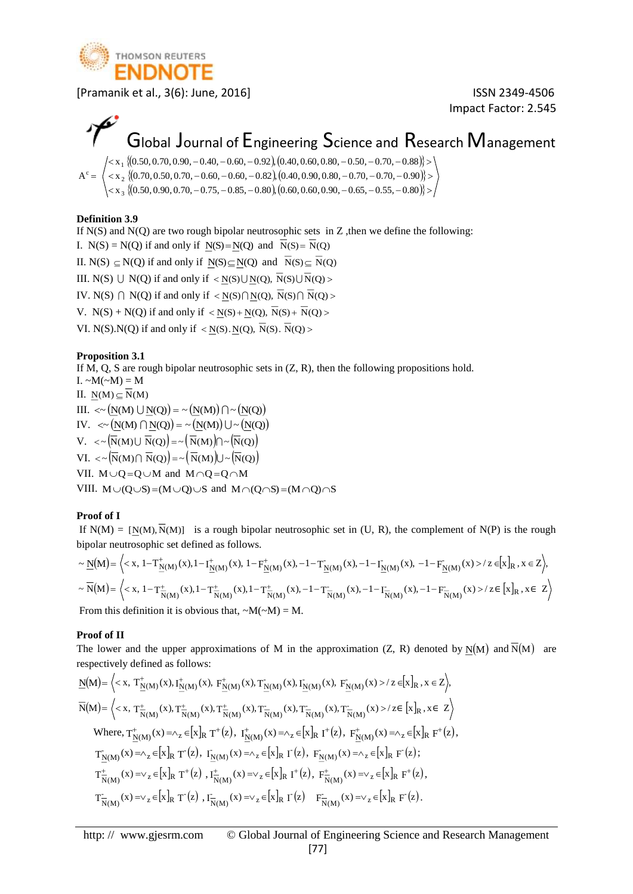$$A^c = \left\langle \begin{array}{l} < x_1 \{(0.50, 0.70, 0.90, -0.40, -0.60, -0.92), (0.40, 0.60, 0.80, -0.50, -0.70, -0.88)\} > \\ < x_2 \{(0.70, 0.50, 0.70, -0.60, -0.60, -0.82), (0.40, 0.90, 0.80, -0.70, -0.70, -0.90)\} > \\ < x_3 \{(0.50, 0.90, 0.70, -0.75, -0.85, -0.80), (0.60, 0.60, 0.90, -0.65, -0.55, -0.80)\} > \end{array} \right\rangle$$

**Definition 3.9**

If N(S) and N(Q) are two rough bipolar neutrosophic sets in Z, then we define the following:

I. N(S) = N(Q) if and only if $\underline{N}(S) = \underline{N}(Q)$ and $\overline{N}(S) = \overline{N}(Q)$

II. N(S) $\subseteq$ N(Q) if and only if $\underline{N}(S) \subseteq \underline{N}(Q)$ and $\overline{N}(S) \subseteq \overline{N}(Q)$

III. N(S) $\cup$ N(Q) if and only if $< \underline{N}(S) \cup \underline{N}(Q),\ \overline{N}(S) \cup \overline{N}(Q) >$

IV. N(S) $\cap$ N(Q) if and only if $< \underline{N}(S) \cap \underline{N}(Q),\ \overline{N}(S) \cap \overline{N}(Q) >$

V. N(S) + N(Q) if and only if $< \underline{N}(S) + \underline{N}(Q),\ \overline{N}(S) + \overline{N}(Q) >$

VI. N(S).N(Q) if and only if $< \underline{N}(S).\underline{N}(Q),\ \overline{N}(S).\overline{N}(Q) >$

**Proposition 3.1**

If M, Q, S are rough bipolar neutrosophic sets in (Z, R), then the following propositions hold.

I. ~M(~M) = M

II. $\underline{N}(M) \subseteq \overline{N}(M)$

III. $<\sim (\underline{N}(M) \cup \underline{N}(Q)) = \sim (\underline{N}(M)) \cap \sim (\underline{N}(Q))$

IV. $<\sim (\underline{N}(M) \cap \underline{N}(Q)) = \sim (\underline{N}(M)) \cup \sim (\underline{N}(Q))$

V. $<\sim (\overline{N}(M) \cup \overline{N}(Q)) = \sim (\overline{N}(M)) \cap \sim (\overline{N}(Q))$

VI. $<\sim (\overline{N}(M) \cap \overline{N}(Q)) = \sim (\overline{N}(M)) \cup \sim (\overline{N}(Q))$

VII. $M \cup Q = Q \cup M$ and $M \cap Q = Q \cap M$

VIII. $M \cup (Q \cup S) = (M \cup Q) \cup S$ and $M \cap (Q \cap S) = (M \cap Q) \cap S$

**Proof of I**

If N(M) = $[\underline{N}(M), \overline{N}(M)]$ is a rough bipolar neutrosophic set in (U, R), the complement of N(P) is the rough bipolar neutrosophic set defined as follows.

$$\sim \underline{N}(M) = \left\langle < x,\ 1 - T^{+}_{\underline{N}(M)}(x), 1 - I^{+}_{\underline{N}(M)}(x),\ 1 - F^{+}_{\underline{N}(M)}(x), -1 - T^{-}_{\underline{N}(M)}(x), -1 - I^{-}_{\underline{N}(M)}(x),\ -1 - F^{-}_{\underline{N}(M)}(x) > / z \in [x]_R, x \in Z \right\rangle,$$

$$\sim \overline{N}(M) = \left\langle < x,\ 1 - T^{+}_{\overline{N}(M)}(x), 1 - T^{+}_{\overline{N}(M)}(x), 1 - T^{+}_{\overline{N}(M)}(x), -1 - T^{-}_{\overline{N}(M)}(x), -1 - I^{-}_{\overline{N}(M)}(x), -1 - F^{-}_{\overline{N}(M)}(x) > / z \in [x]_R, x \in Z \right\rangle$$

From this definition it is obvious that, ~M(~M) = M.

**Proof of II**

The lower and the upper approximations of M in the approximation (Z, R) denoted by $\underline{N}(M)$ and $\overline{N}(M)$ are respectively defined as follows:

$$\underline{N}(M) = \left\langle < x,\ T^{+}_{\underline{N}(M)}(x), I^{+}_{\underline{N}(M)}(x),\ F^{+}_{\underline{N}(M)}(x), T^{-}_{\underline{N}(M)}(x), I^{-}_{\underline{N}(M)}(x),\ F^{-}_{\underline{N}(M)}(x) > / z \in [x]_R, x \in Z \right\rangle,$$

$$\overline{N}(M) = \left\langle < x,\ T^{\pm}_{\overline{N}(M)}(x), T^{\pm}_{\overline{N}(M)}(x), T^{\pm}_{\overline{N}(M)}(x), T^{-}_{\overline{N}(M)}(x), T^{-}_{\overline{N}(M)}(x), T^{-}_{\overline{N}(M)}(x) > / z \in [x]_R, x \in Z \right\rangle$$

Where, $T^{+}_{\underline{N}(M)}(x) = \wedge_z \in [x]_R\ T^{+}(z),\ I^{+}_{\underline{N}(M)}(x) = \wedge_z \in [x]_R\ I^{+}(z),\ F^{+}_{\underline{N}(M)}(x) = \wedge_z \in [x]_R\ F^{+}(z),$

$T^{-}_{\underline{N}(M)}(x) = \wedge_z \in [x]_R\ T^{-}(z),\ I^{-}_{\underline{N}(M)}(x) = \wedge_z \in [x]_R\ I^{-}(z),\ F^{-}_{\underline{N}(M)}(x) = \wedge_z \in [x]_R\ F^{-}(z);$

$T^{\pm}_{\overline{N}(M)}(x) = \vee_z \in [x]_R\ T^{+}(z)\ , I^{\pm}_{\overline{N}(M)}(x) = \vee_z \in [x]_R\ I^{+}(z),\ F^{\pm}_{\overline{N}(M)}(x) = \vee_z \in [x]_R\ F^{+}(z),$

$T^{-}_{\overline{N}(M)}(x) = \vee_z \in [x]_R\ T^{-}(z)\ , I^{-}_{\overline{N}(M)}(x) = \vee_z \in [x]_R\ I^{-}(z)\quad F^{-}_{\overline{N}(M)}(x) = \vee_z \in [x]_R\ F^{-}(z).$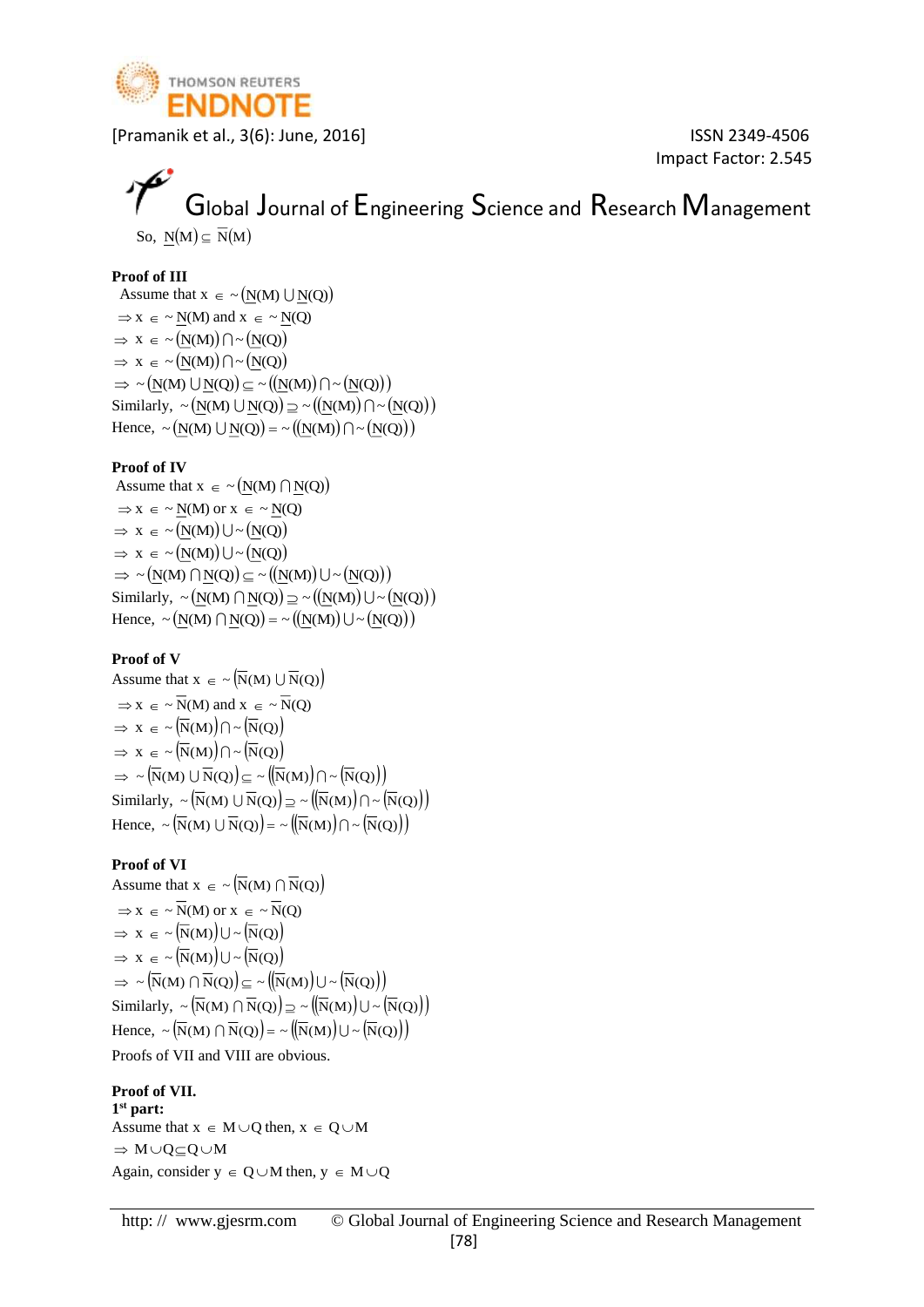So, $\underline{N}(M) \subseteq \overline{N}(M)$

**Proof of III**

Assume that $x \in \sim(\underline{N}(M) \cup \underline{N}(Q))$

$\Rightarrow x \in \sim\underline{N}(M)$ and $x \in \sim\underline{N}(Q)$

$\Rightarrow x \in \sim(\underline{N}(M)) \cap \sim(\underline{N}(Q))$

$\Rightarrow x \in \sim(\underline{N}(M)) \cap \sim(\underline{N}(Q))$

$\Rightarrow \sim(\underline{N}(M) \cup \underline{N}(Q)) \subseteq \sim((\underline{N}(M)) \cap \sim(\underline{N}(Q)))$

Similarly, $\sim(\underline{N}(M) \cup \underline{N}(Q)) \supseteq \sim((\underline{N}(M)) \cap \sim(\underline{N}(Q)))$

Hence, $\sim(\underline{N}(M) \cup \underline{N}(Q)) = \sim((\underline{N}(M)) \cap \sim(\underline{N}(Q)))$

**Proof of IV**

Assume that $x \in \sim(\underline{N}(M) \cap \underline{N}(Q))$

$\Rightarrow x \in \sim\underline{N}(M)$ or $x \in \sim\underline{N}(Q)$

$\Rightarrow x \in \sim(\underline{N}(M)) \cup \sim(\underline{N}(Q))$

$\Rightarrow x \in \sim(\underline{N}(M)) \cup \sim(\underline{N}(Q))$

$\Rightarrow \sim(\underline{N}(M) \cap \underline{N}(Q)) \subseteq \sim((\underline{N}(M)) \cup \sim(\underline{N}(Q)))$

Similarly, $\sim(\underline{N}(M) \cap \underline{N}(Q)) \supseteq \sim((\underline{N}(M)) \cup \sim(\underline{N}(Q)))$

Hence, $\sim(\underline{N}(M) \cap \underline{N}(Q)) = \sim((\underline{N}(M)) \cup \sim(\underline{N}(Q)))$

**Proof of V**

Assume that $x \in \sim(\overline{N}(M) \cup \overline{N}(Q))$

$\Rightarrow x \in \sim\overline{N}(M)$ and $x \in \sim\overline{N}(Q)$

$\Rightarrow x \in \sim(\overline{N}(M)) \cap \sim(\overline{N}(Q))$

$\Rightarrow x \in \sim(\overline{N}(M)) \cap \sim(\overline{N}(Q))$

$\Rightarrow \sim(\overline{N}(M) \cup \overline{N}(Q)) \subseteq \sim((\overline{N}(M)) \cap \sim(\overline{N}(Q)))$

Similarly, $\sim(\overline{N}(M) \cup \overline{N}(Q)) \supseteq \sim((\overline{N}(M)) \cap \sim(\overline{N}(Q)))$

Hence, $\sim(\overline{N}(M) \cup \overline{N}(Q)) = \sim((\overline{N}(M)) \cap \sim(\overline{N}(Q)))$

**Proof of VI**

Assume that $x \in \sim(\overline{N}(M) \cap \overline{N}(Q))$

$\Rightarrow x \in \sim\overline{N}(M)$ or $x \in \sim\overline{N}(Q)$

$\Rightarrow x \in \sim(\overline{N}(M)) \cup \sim(\overline{N}(Q))$

$\Rightarrow x \in \sim(\overline{N}(M)) \cup \sim(\overline{N}(Q))$

$\Rightarrow \sim(\overline{N}(M) \cap \overline{N}(Q)) \subseteq \sim((\overline{N}(M)) \cup \sim(\overline{N}(Q)))$

Similarly, $\sim(\overline{N}(M) \cap \overline{N}(Q)) \supseteq \sim((\overline{N}(M)) \cup \sim(\overline{N}(Q)))$

Hence, $\sim(\overline{N}(M) \cap \overline{N}(Q)) = \sim((\overline{N}(M)) \cup \sim(\overline{N}(Q)))$

Proofs of VII and VIII are obvious.

**Proof of VII.**

**1st part:**

Assume that $x \in M \cup Q$ then, $x \in Q \cup M$

$\Rightarrow M \cup Q \subseteq Q \cup M$

Again, consider $y \in Q \cup M$ then, $y \in M \cup Q$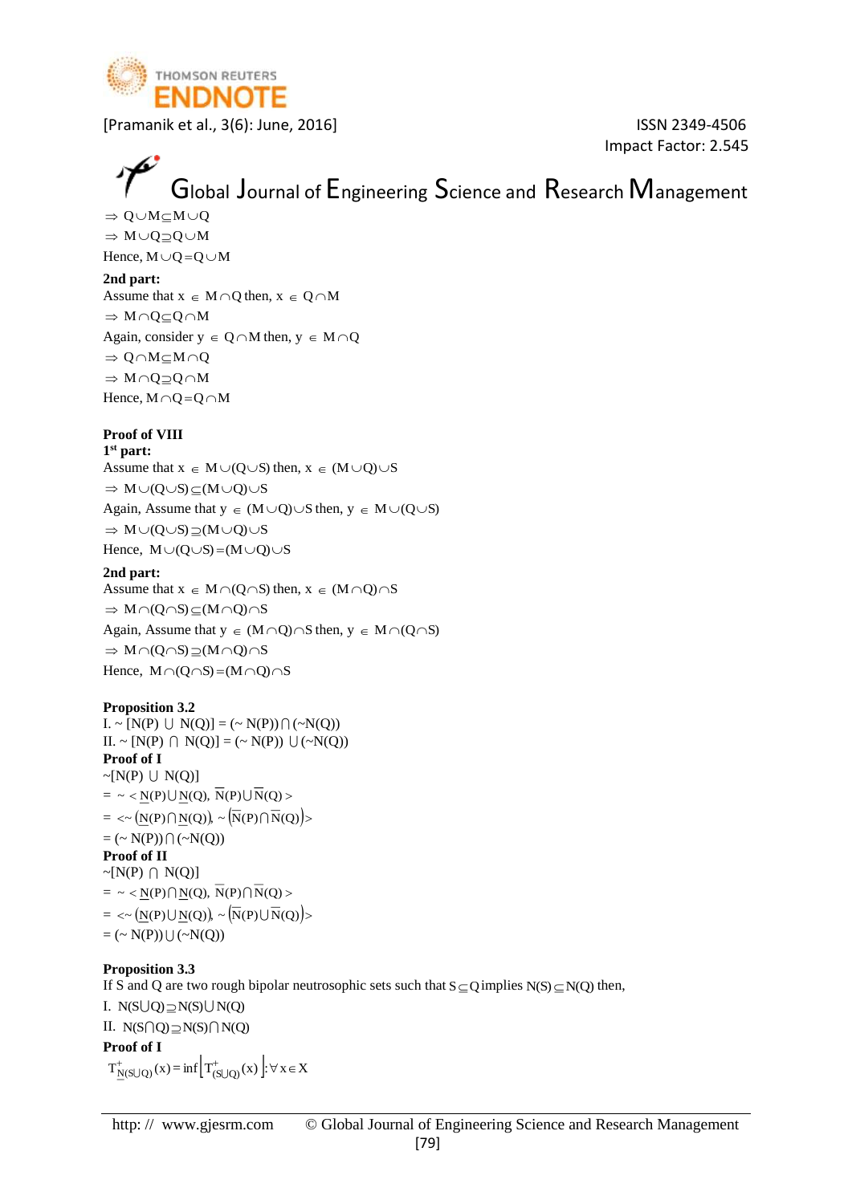$\Rightarrow$ $Q \cup M \subseteq M \cup Q$

$\Rightarrow$ $M \cup Q \supseteq Q \cup M$

Hence, $M \cup Q = Q \cup M$

**2nd part:**

Assume that $x \in M \cap Q$ then, $x \in Q \cap M$

$\Rightarrow$ $M \cap Q \subseteq Q \cap M$

Again, consider $y \in Q \cap M$ then, $y \in M \cap Q$

$\Rightarrow$ $Q \cap M \subseteq M \cap Q$

$\Rightarrow$ $M \cap Q \supseteq Q \cap M$

Hence, $M \cap Q = Q \cap M$

**Proof of VIII**

**1st part:**

Assume that $x \in M \cup (Q \cup S)$ then, $x \in (M \cup Q) \cup S$

$\Rightarrow$ $M \cup (Q \cup S) \subseteq (M \cup Q) \cup S$

Again, Assume that $y \in (M \cup Q) \cup S$ then, $y \in M \cup (Q \cup S)$

$\Rightarrow$ $M \cup (Q \cup S) \supseteq (M \cup Q) \cup S$

Hence, $M \cup (Q \cup S) = (M \cup Q) \cup S$

**2nd part:**

Assume that $x \in M \cap (Q \cap S)$ then, $x \in (M \cap Q) \cap S$

$\Rightarrow$ $M \cap (Q \cap S) \subseteq (M \cap Q) \cap S$

Again, Assume that $y \in (M \cap Q) \cap S$ then, $y \in M \cap (Q \cap S)$

$\Rightarrow$ $M \cap (Q \cap S) \supseteq (M \cap Q) \cap S$

Hence, $M \cap (Q \cap S) = (M \cap Q) \cap S$

**Proposition 3.2**

I. $\sim [N(P) \cup N(Q)] = (\sim N(P)) \cap (\sim N(Q))$

II. $\sim [N(P) \cap N(Q)] = (\sim N(P)) \cup (\sim N(Q))$

**Proof of I**

$\sim [N(P) \cup N(Q)]$

$= \sim < \underline{N}(P) \cup \underline{N}(Q),\ \overline{N}(P) \cup \overline{N}(Q) >$

$= <\sim (\underline{N}(P) \cap \underline{N}(Q)),\ \sim (\overline{N}(P) \cap \overline{N}(Q))>$

$= (\sim N(P)) \cap (\sim N(Q))$

**Proof of II**

$\sim [N(P) \cap N(Q)]$

$= \sim < \underline{N}(P) \cap \underline{N}(Q),\ \overline{N}(P) \cap \overline{N}(Q) >$

$= <\sim (\underline{N}(P) \cup \underline{N}(Q)),\ \sim (\overline{N}(P) \cup \overline{N}(Q))>$

$= (\sim N(P)) \cup (\sim N(Q))$

**Proposition 3.3**

If S and Q are two rough bipolar neutrosophic sets such that $S \subseteq Q$ implies $N(S) \subseteq N(Q)$ then,

I. $N(S \cup Q) \supseteq N(S) \cup N(Q)$

II. $N(S \cap Q) \supseteq N(S) \cap N(Q)$

**Proof of I**

$$T^{+}_{\underline{N}(S \cup Q)}(x) = \inf \left[ T^{+}_{(S \cup Q)}(x) \right] : \forall x \in X$$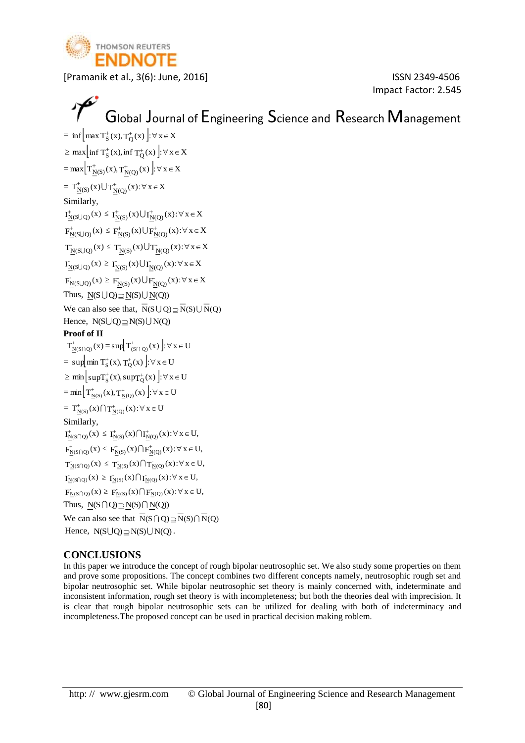$= \inf\left[\max T_S^+(x), T_Q^+(x)\right]: \forall x \in X$

$\geq \max\left[\inf T_S^+(x), \inf T_Q^+(x)\right]: \forall x \in X$

$= \max\left[T_{\underline{N}(S)}^+(x), T_{\underline{N}(Q)}^+(x)\right]: \forall x \in X$

$= T_{\underline{N}(S)}^+(x) \cup T_{\underline{N}(Q)}^+(x): \forall x \in X$

Similarly,

$I_{\underline{N}(S \cup Q)}^+(x) \leq I_{\underline{N}(S)}^+(x) \cup I_{\underline{N}(Q)}^+(x): \forall x \in X$

$F_{\underline{N}(S \cup Q)}^+(x) \leq F_{\underline{N}(S)}^+(x) \cup F_{\underline{N}(Q)}^+(x): \forall x \in X$

$T_{\underline{N}(S \cup Q)}^-(x) \leq T_{\underline{N}(S)}^-(x) \cup T_{\underline{N}(Q)}^-(x): \forall x \in X$

$I_{\underline{N}(S \cup Q)}^-(x) \geq I_{\underline{N}(S)}^-(x) \cup I_{\underline{N}(Q)}^-(x): \forall x \in X$

$F_{\underline{N}(S \cup Q)}^-(x) \geq F_{\underline{N}(S)}^-(x) \cup F_{\underline{N}(Q)}^-(x): \forall x \in X$

Thus, $\underline{N}(S \cup Q) \supseteq \underline{N}(S) \cup \underline{N}(Q))$

We can also see that, $\overline{N}(S \cup Q) \supseteq \overline{N}(S) \cup \overline{N}(Q)$

Hence, $N(S \cup Q) \supseteq N(S) \cup N(Q)$

**Proof of II**

$T_{\underline{N}(S \cap Q)}^+(x) = \sup\left[T_{(S \cap Q)}^+(x)\right]: \forall x \in U$

$= \sup\left[\min T_S^+(x), T_Q^+(x)\right]: \forall x \in U$

$\geq \min\left[\sup T_S^+(x), \sup T_Q^+(x)\right]: \forall x \in U$

$= \min\left[T_{\underline{N}(S)}^+(x), T_{\underline{N}(Q)}^+(x)\right]: \forall x \in U$

$= T_{\underline{N}(S)}^+(x) \cap T_{\underline{N}(Q)}^+(x): \forall x \in U$

Similarly,

$I_{\underline{N}(S \cap Q)}^+(x) \leq I_{\underline{N}(S)}^+(x) \cap I_{\underline{N}(Q)}^+(x): \forall x \in U,$

$F_{\underline{N}(S \cap Q)}^+(x) \leq F_{\underline{N}(S)}^+(x) \cap F_{\underline{N}(Q)}^+(x): \forall x \in U,$

$T_{\underline{N}(S \cap Q)}^-(x) \leq T_{\underline{N}(S)}^-(x) \cap T_{\underline{N}(Q)}^-(x): \forall x \in U,$

$I_{\underline{N}(S \cap Q)}^-(x) \geq I_{\underline{N}(S)}^-(x) \cap I_{\underline{N}(Q)}^-(x): \forall x \in U,$

$F_{\underline{N}(S \cap Q)}^-(x) \geq F_{\underline{N}(S)}^-(x) \cap F_{\underline{N}(Q)}^-(x): \forall x \in U,$

Thus, $\underline{N}(S \cap Q) \supseteq \underline{N}(S) \cap \underline{N}(Q))$

We can also see that $\overline{N}(S \cap Q) \supseteq \overline{N}(S) \cap \overline{N}(Q)$

Hence, $N(S \cup Q) \supseteq N(S) \cup N(Q)$.

## CONCLUSIONS

In this paper we introduce the concept of rough bipolar neutrosophic set. We also study some properties on them and prove some propositions. The concept combines two different concepts namely, neutrosophic rough set and bipolar neutrosophic set. While bipolar neutrosophic set theory is mainly concerned with, indeterminate and inconsistent information, rough set theory is with incompleteness; but both the theories deal with imprecision. It is clear that rough bipolar neutrosophic sets can be utilized for dealing with both of indeterminacy and incompleteness.The proposed concept can be used in practical decision making roblem.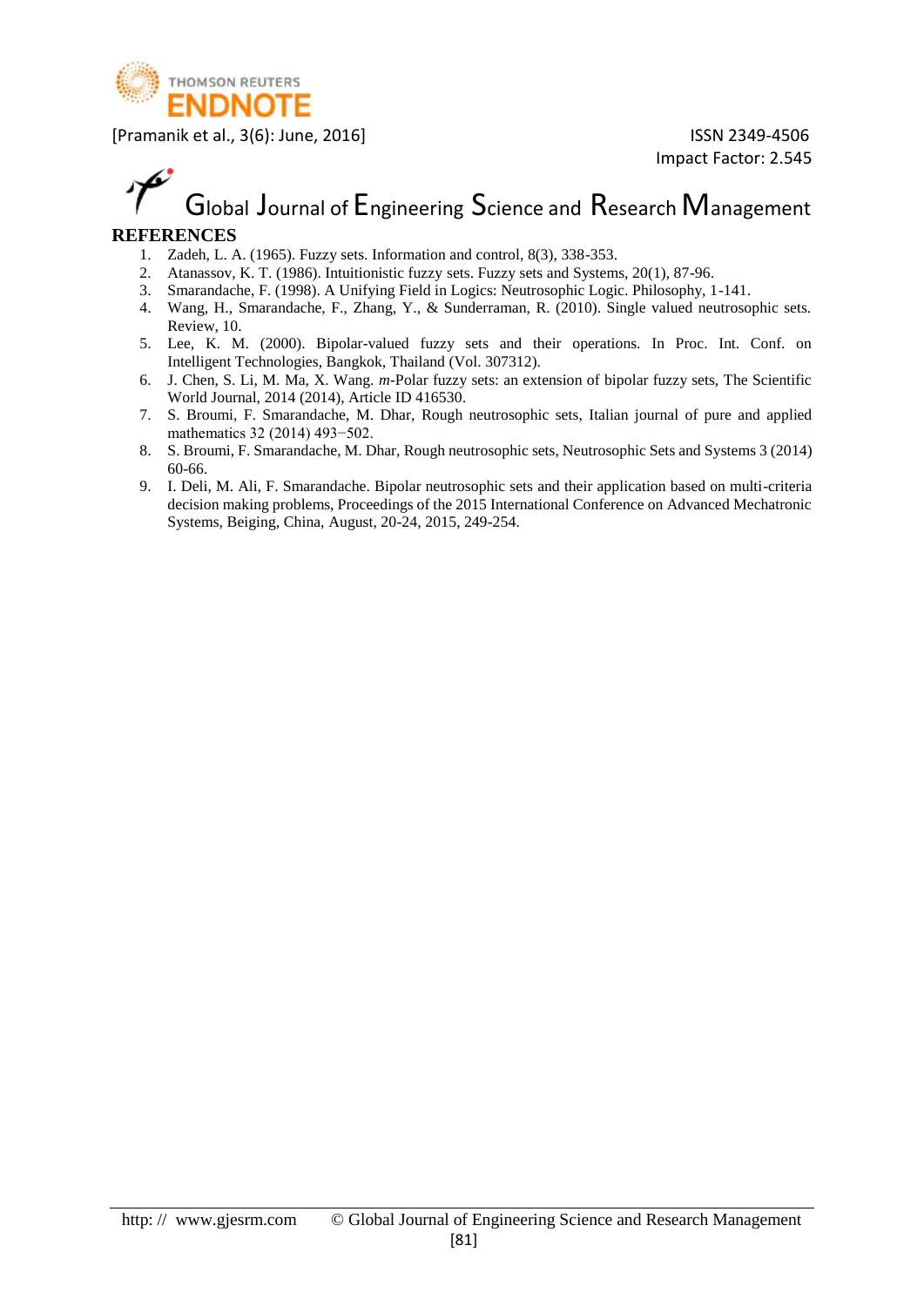## REFERENCES

1. Zadeh, L. A. (1965). Fuzzy sets. Information and control, 8(3), 338-353.
2. Atanassov, K. T. (1986). Intuitionistic fuzzy sets. Fuzzy sets and Systems, 20(1), 87-96.
3. Smarandache, F. (1998). A Unifying Field in Logics: Neutrosophic Logic. Philosophy, 1-141.
4. Wang, H., Smarandache, F., Zhang, Y., & Sunderraman, R. (2010). Single valued neutrosophic sets. Review, 10.
5. Lee, K. M. (2000). Bipolar-valued fuzzy sets and their operations. In Proc. Int. Conf. on Intelligent Technologies, Bangkok, Thailand (Vol. 307312).
6. J. Chen, S. Li, M. Ma, X. Wang. *m*-Polar fuzzy sets: an extension of bipolar fuzzy sets, The Scientific World Journal, 2014 (2014), Article ID 416530.
7. S. Broumi, F. Smarandache, M. Dhar, Rough neutrosophic sets, Italian journal of pure and applied mathematics 32 (2014) 493−502.
8. S. Broumi, F. Smarandache, M. Dhar, Rough neutrosophic sets, Neutrosophic Sets and Systems 3 (2014) 60-66.
9. I. Deli, M. Ali, F. Smarandache. Bipolar neutrosophic sets and their application based on multi-criteria decision making problems, Proceedings of the 2015 International Conference on Advanced Mechatronic Systems, Beiging, China, August, 20-24, 2015, 249-254.